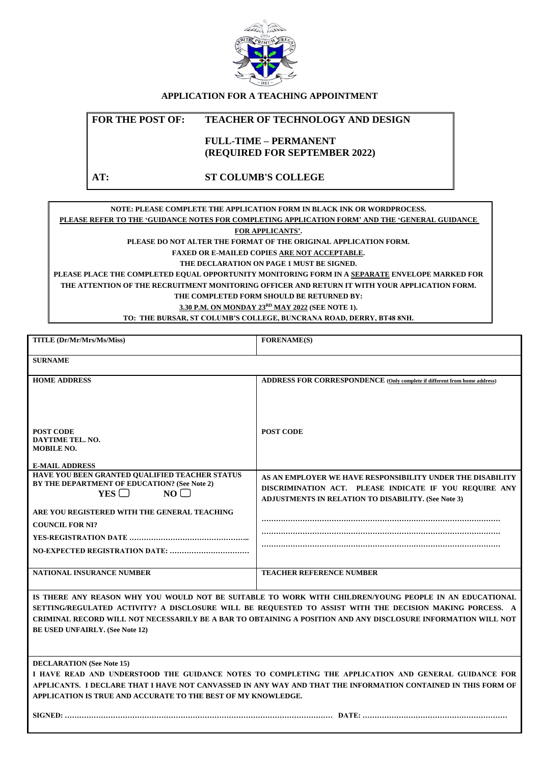## APPLICATION FOR A TEACHING APPOINTMENT

| | |
|---|---|
| **FOR THE POST OF:** | **TEACHER OF TECHNOLOGY AND DESIGN** |
| | **FULL-TIME – PERMANENT (REQUIRED FOR SEPTEMBER 2022)** |
| **AT:** | **ST COLUMB'S COLLEGE** |

**NOTE: PLEASE COMPLETE THE APPLICATION FORM IN BLACK INK OR WORDPROCESS.**
**PLEASE REFER TO THE 'GUIDANCE NOTES FOR COMPLETING APPLICATION FORM' AND THE 'GENERAL GUIDANCE FOR APPLICANTS'.**
**PLEASE DO NOT ALTER THE FORMAT OF THE ORIGINAL APPLICATION FORM.**
**FAXED OR E-MAILED COPIES ARE NOT ACCEPTABLE.**
**THE DECLARATION ON PAGE 1 MUST BE SIGNED.**
**PLEASE PLACE THE COMPLETED EQUAL OPPORTUNITY MONITORING FORM IN A SEPARATE ENVELOPE MARKED FOR THE ATTENTION OF THE RECRUITMENT MONITORING OFFICER AND RETURN IT WITH YOUR APPLICATION FORM.**
**THE COMPLETED FORM SHOULD BE RETURNED BY:**
**3.30 P.M. ON MONDAY 23RD MAY 2022 (SEE NOTE 1).**
**TO: THE BURSAR, ST COLUMB'S COLLEGE, BUNCRANA ROAD, DERRY, BT48 8NH.**

| | |
|---|---|
| **TITLE (Dr/Mr/Mrs/Ms/Miss)** | **FORENAME(S)** |
| **SURNAME** | |
| **HOME ADDRESS**<br><br>**POST CODE**<br>**DAYTIME TEL. NO.**<br>**MOBILE NO.**<br><br>**E-MAIL ADDRESS** | **ADDRESS FOR CORRESPONDENCE (Only complete if different from home address)**<br><br>**POST CODE** |
| **HAVE YOU BEEN GRANTED QUALIFIED TEACHER STATUS BY THE DEPARTMENT OF EDUCATION? (See Note 2)**<br>**YES ☐ NO ☐**<br><br>**ARE YOU REGISTERED WITH THE GENERAL TEACHING COUNCIL FOR NI?**<br>**YES-REGISTRATION DATE …………………………………………..**<br>**NO-EXPECTED REGISTRATION DATE: ……………………………** | **AS AN EMPLOYER WE HAVE RESPONSIBILITY UNDER THE DISABILITY DISCRIMINATION ACT. PLEASE INDICATE IF YOU REQUIRE ANY ADJUSTMENTS IN RELATION TO DISABILITY. (See Note 3)**<br><br>……………………………………………………………………………………<br>……………………………………………………………………………………<br>…………………………………………………………………………………… |
| **NATIONAL INSURANCE NUMBER** | **TEACHER REFERENCE NUMBER** |

**IS THERE ANY REASON WHY YOU WOULD NOT BE SUITABLE TO WORK WITH CHILDREN/YOUNG PEOPLE IN AN EDUCATIONAL SETTING/REGULATED ACTIVITY? A DISCLOSURE WILL BE REQUESTED TO ASSIST WITH THE DECISION MAKING PORCESS. A CRIMINAL RECORD WILL NOT NECESSARILY BE A BAR TO OBTAINING A POSITION AND ANY DISCLOSURE INFORMATION WILL NOT BE USED UNFAIRLY. (See Note 12)**

**DECLARATION (See Note 15)**

**I HAVE READ AND UNDERSTOOD THE GUIDANCE NOTES TO COMPLETING THE APPLICATION AND GENERAL GUIDANCE FOR APPLICANTS. I DECLARE THAT I HAVE NOT CANVASSED IN ANY WAY AND THAT THE INFORMATION CONTAINED IN THIS FORM OF APPLICATION IS TRUE AND ACCURATE TO THE BEST OF MY KNOWLEDGE.**

**SIGNED: ………………………………………………………………………………………………… DATE: ……………………………………………………**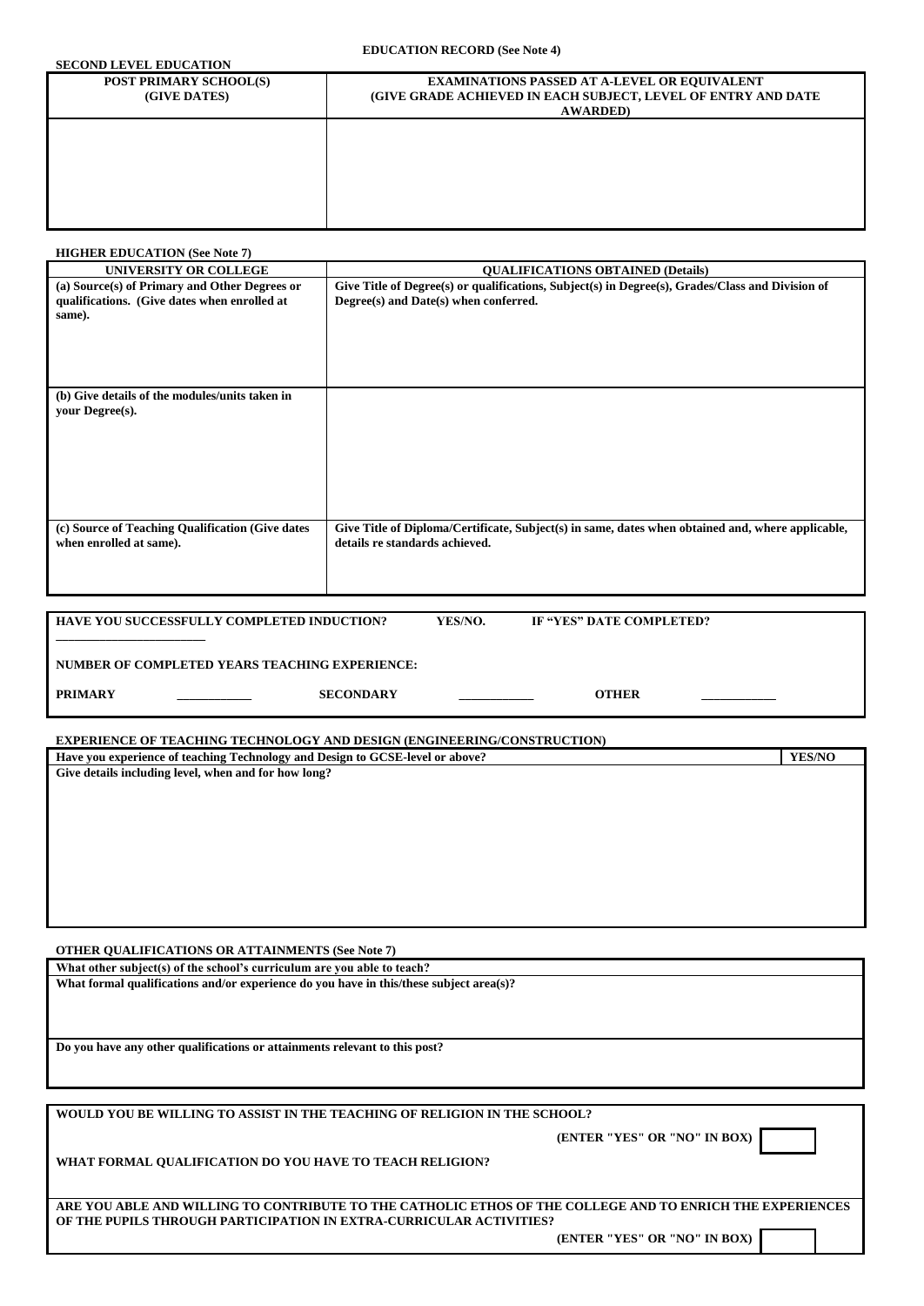## EDUCATION RECORD (See Note 4)

**SECOND LEVEL EDUCATION**

| POST PRIMARY SCHOOL(S) (GIVE DATES) | EXAMINATIONS PASSED AT A-LEVEL OR EQUIVALENT (GIVE GRADE ACHIEVED IN EACH SUBJECT, LEVEL OF ENTRY AND DATE AWARDED) |
|---|---|
| | |

**HIGHER EDUCATION (See Note 7)**

| UNIVERSITY OR COLLEGE | QUALIFICATIONS OBTAINED (Details) |
|---|---|
| (a) Source(s) of Primary and Other Degrees or qualifications. (Give dates when enrolled at same). | Give Title of Degree(s) or qualifications, Subject(s) in Degree(s), Grades/Class and Division of Degree(s) and Date(s) when conferred. |
| (b) Give details of the modules/units taken in your Degree(s). | |
| (c) Source of Teaching Qualification (Give dates when enrolled at same). | Give Title of Diploma/Certificate, Subject(s) in same, dates when obtained and, where applicable, details re standards achieved. |

**HAVE YOU SUCCESSFULLY COMPLETED INDUCTION?** **YES/NO.** **IF "YES" DATE COMPLETED?** ________________________

**NUMBER OF COMPLETED YEARS TEACHING EXPERIENCE:**

**PRIMARY** ____________ **SECONDARY** ____________ **OTHER** ____________

**EXPERIENCE OF TEACHING TECHNOLOGY AND DESIGN (ENGINEERING/CONSTRUCTION)**

| Have you experience of teaching Technology and Design to GCSE-level or above? | YES/NO |
|---|---|
| Give details including level, when and for how long? | |

**OTHER QUALIFICATIONS OR ATTAINMENTS (See Note 7)**

| What other subject(s) of the school's curriculum are you able to teach? |
|---|
| What formal qualifications and/or experience do you have in this/these subject area(s)? |
| Do you have any other qualifications or attainments relevant to this post? |

**WOULD YOU BE WILLING TO ASSIST IN THE TEACHING OF RELIGION IN THE SCHOOL?**

**(ENTER "YES" OR "NO" IN BOX)** [ ]

**WHAT FORMAL QUALIFICATION DO YOU HAVE TO TEACH RELIGION?**

**ARE YOU ABLE AND WILLING TO CONTRIBUTE TO THE CATHOLIC ETHOS OF THE COLLEGE AND TO ENRICH THE EXPERIENCES OF THE PUPILS THROUGH PARTICIPATION IN EXTRA-CURRICULAR ACTIVITIES?**

**(ENTER "YES" OR "NO" IN BOX)** [ ]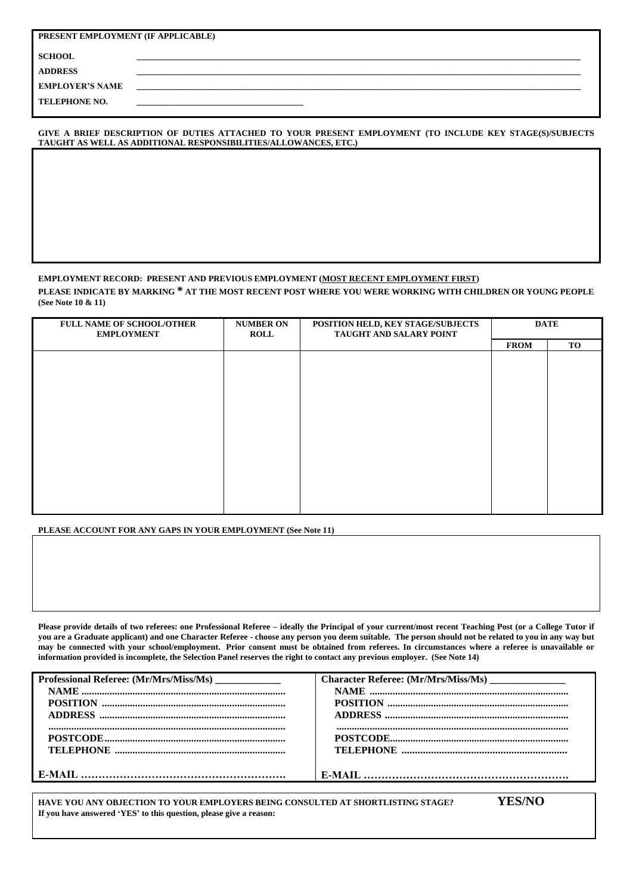**PRESENT EMPLOYMENT (IF APPLICABLE)**

**SCHOOL** ______________________________________________

**ADDRESS** ______________________________________________

**EMPLOYER'S NAME** ______________________________________________

**TELEPHONE NO.** ______________________

**GIVE A BRIEF DESCRIPTION OF DUTIES ATTACHED TO YOUR PRESENT EMPLOYMENT (TO INCLUDE KEY STAGE(S)/SUBJECTS TAUGHT AS WELL AS ADDITIONAL RESPONSIBILITIES/ALLOWANCES, ETC.)**

| |
|---|
| |

**EMPLOYMENT RECORD: PRESENT AND PREVIOUS EMPLOYMENT (MOST RECENT EMPLOYMENT FIRST)**

**PLEASE INDICATE BY MARKING * AT THE MOST RECENT POST WHERE YOU WERE WORKING WITH CHILDREN OR YOUNG PEOPLE (See Note 10 & 11)**

| FULL NAME OF SCHOOL/OTHER EMPLOYMENT | NUMBER ON ROLL | POSITION HELD, KEY STAGE/SUBJECTS TAUGHT AND SALARY POINT | DATE | |
|---|---|---|---|---|
| | | | FROM | TO |
| | | | | |

**PLEASE ACCOUNT FOR ANY GAPS IN YOUR EMPLOYMENT (See Note 11)**

| |
|---|
| |

**Please provide details of two referees: one Professional Referee – ideally the Principal of your current/most recent Teaching Post (or a College Tutor if you are a Graduate applicant) and one Character Referee - choose any person you deem suitable. The person should not be related to you in any way but may be connected with your school/employment. Prior consent must be obtained from referees. In circumstances where a referee is unavailable or information provided is incomplete, the Selection Panel reserves the right to contact any previous employer. (See Note 14)**

| Professional Referee: (Mr/Mrs/Miss/Ms) ____________ | Character Referee: (Mr/Mrs/Miss/Ms) ______________ |
|---|---|
| NAME ........................................ | NAME ........................................ |
| POSITION ........................................ | POSITION ........................................ |
| ADDRESS ........................................ | ADDRESS ........................................ |
| ........................................ | ........................................ |
| POSTCODE........................................ | POSTCODE........................................ |
| TELEPHONE ........................................ | TELEPHONE ........................................ |
| E-MAIL ........................................ | E-MAIL ........................................ |

**HAVE YOU ANY OBJECTION TO YOUR EMPLOYERS BEING CONSULTED AT SHORTLISTING STAGE?** **YES/NO**

**If you have answered 'YES' to this question, please give a reason:**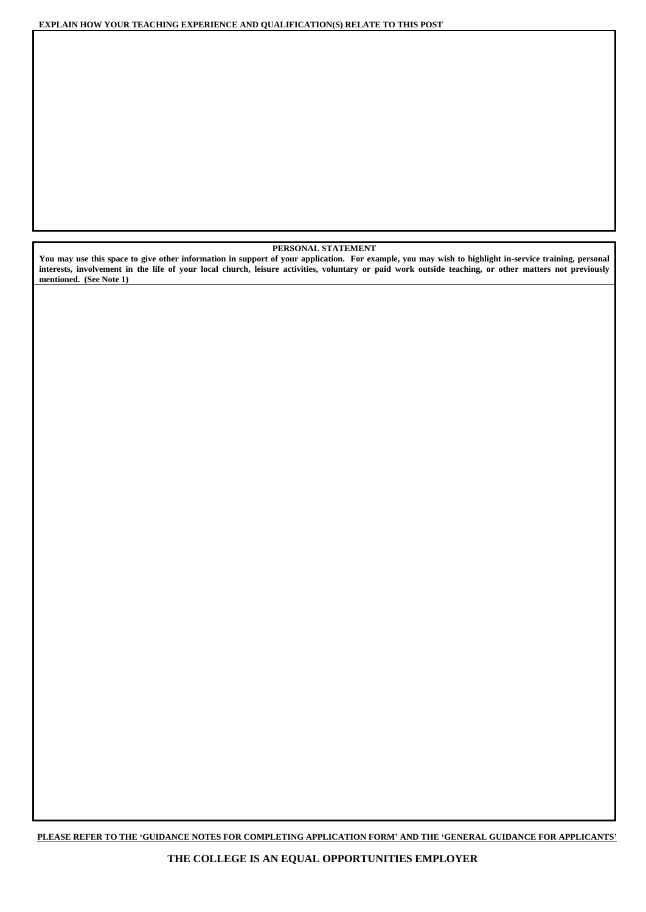**EXPLAIN HOW YOUR TEACHING EXPERIENCE AND QUALIFICATION(S) RELATE TO THIS POST**

**PERSONAL STATEMENT**

**You may use this space to give other information in support of your application. For example, you may wish to highlight in-service training, personal interests, involvement in the life of your local church, leisure activities, voluntary or paid work outside teaching, or other matters not previously mentioned. (See Note 1)**

**PLEASE REFER TO THE 'GUIDANCE NOTES FOR COMPLETING APPLICATION FORM' AND THE 'GENERAL GUIDANCE FOR APPLICANTS'**

**THE COLLEGE IS AN EQUAL OPPORTUNITIES EMPLOYER**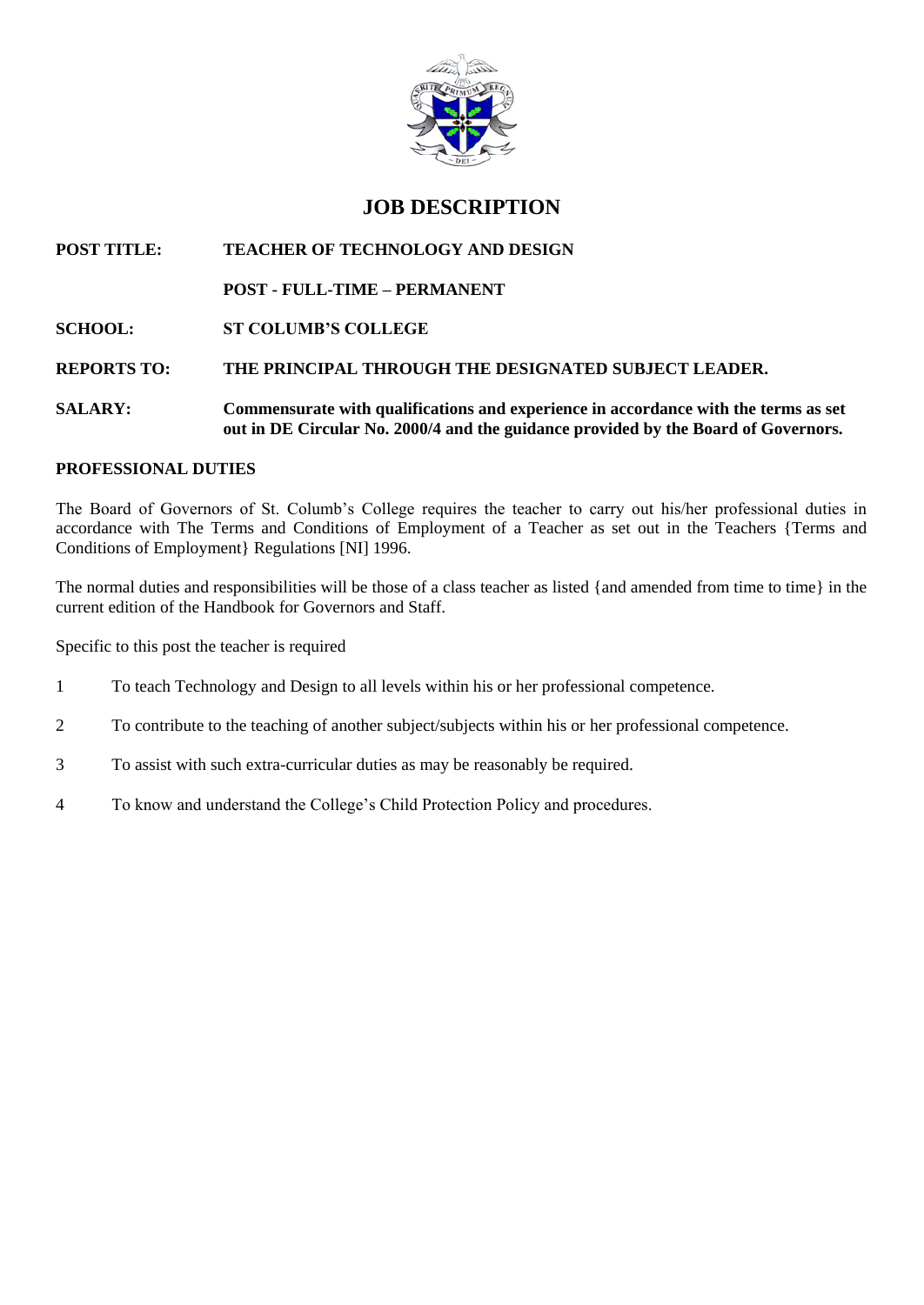# JOB DESCRIPTION

**POST TITLE:** **TEACHER OF TECHNOLOGY AND DESIGN**

**POST - FULL-TIME – PERMANENT**

**SCHOOL:** **ST COLUMB'S COLLEGE**

**REPORTS TO:** **THE PRINCIPAL THROUGH THE DESIGNATED SUBJECT LEADER.**

**SALARY:** **Commensurate with qualifications and experience in accordance with the terms as set out in DE Circular No. 2000/4 and the guidance provided by the Board of Governors.**

## PROFESSIONAL DUTIES

The Board of Governors of St. Columb's College requires the teacher to carry out his/her professional duties in accordance with The Terms and Conditions of Employment of a Teacher as set out in the Teachers {Terms and Conditions of Employment} Regulations [NI] 1996.

The normal duties and responsibilities will be those of a class teacher as listed {and amended from time to time} in the current edition of the Handbook for Governors and Staff.

Specific to this post the teacher is required

1. To teach Technology and Design to all levels within his or her professional competence.
2. To contribute to the teaching of another subject/subjects within his or her professional competence.
3. To assist with such extra-curricular duties as may be reasonably be required.
4. To know and understand the College's Child Protection Policy and procedures.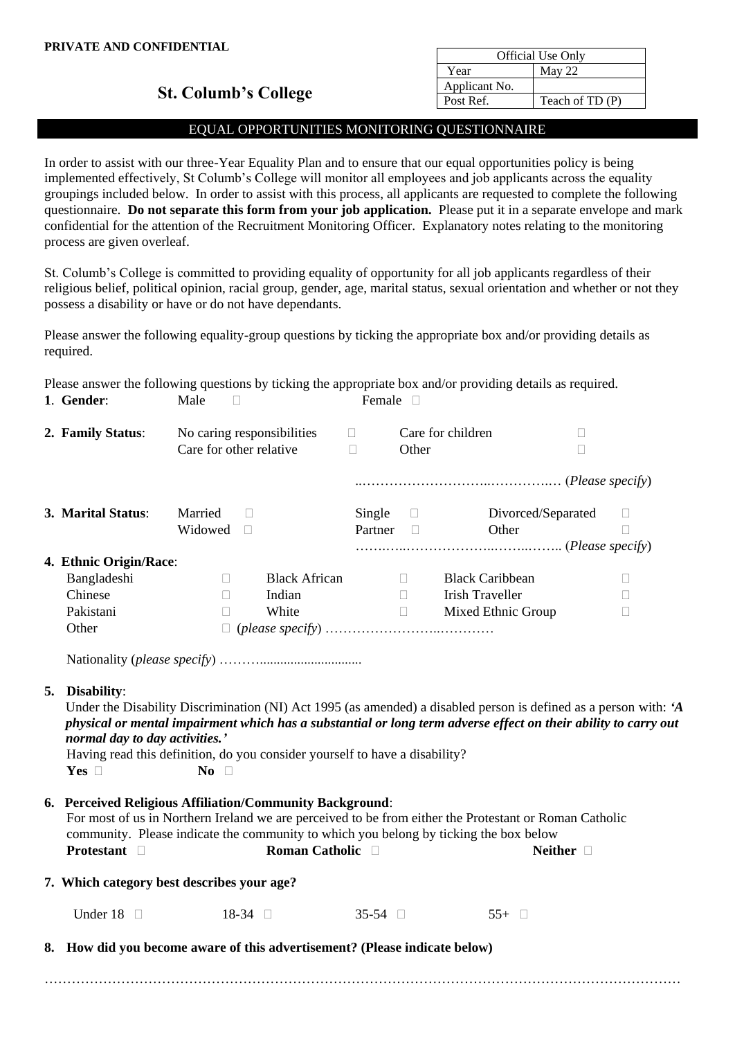**PRIVATE AND CONFIDENTIAL**

| Official Use Only | |
|---|---|
| Year | May 22 |
| Applicant No. | |
| Post Ref. | Teach of TD (P) |

## St. Columb's College

### EQUAL OPPORTUNITIES MONITORING QUESTIONNAIRE

In order to assist with our three-Year Equality Plan and to ensure that our equal opportunities policy is being implemented effectively, St Columb's College will monitor all employees and job applicants across the equality groupings included below. In order to assist with this process, all applicants are requested to complete the following questionnaire. **Do not separate this form from your job application.** Please put it in a separate envelope and mark confidential for the attention of the Recruitment Monitoring Officer. Explanatory notes relating to the monitoring process are given overleaf.

St. Columb's College is committed to providing equality of opportunity for all job applicants regardless of their religious belief, political opinion, racial group, gender, age, marital status, sexual orientation and whether or not they possess a disability or have or do not have dependants.

Please answer the following equality-group questions by ticking the appropriate box and/or providing details as required.

Please answer the following questions by ticking the appropriate box and/or providing details as required.

**1. Gender**: Male ☐ Female ☐

**2. Family Status**: No caring responsibilities ☐ Care for children ☐
Care for other relative ☐ Other ☐

…………………………………………… (*Please specify*)

**3. Marital Status**: Married ☐ Single ☐ Divorced/Separated ☐
Widowed ☐ Partner ☐ Other ☐

…………………………………………… (*Please specify*)

**4. Ethnic Origin/Race**:

| | | | | | |
|---|---|---|---|---|---|
| Bangladeshi ☐ | Black African ☐ | Black Caribbean ☐ | | | |
| Chinese ☐ | Indian ☐ | Irish Traveller ☐ | | | |
| Pakistani ☐ | White ☐ | Mixed Ethnic Group ☐ | | | |

Other ☐ (*please specify*) ……………………………………

Nationality (*please specify*) ………………………………

**5. Disability**:

Under the Disability Discrimination (NI) Act 1995 (as amended) a disabled person is defined as a person with: ***'A physical or mental impairment which has a substantial or long term adverse effect on their ability to carry out normal day to day activities.'***

Having read this definition, do you consider yourself to have a disability?

**Yes** ☐ **No** ☐

**6. Perceived Religious Affiliation/Community Background**:

For most of us in Northern Ireland we are perceived to be from either the Protestant or Roman Catholic community. Please indicate the community to which you belong by ticking the box below

**Protestant** ☐ **Roman Catholic** ☐ **Neither** ☐

**7. Which category best describes your age?**

Under 18 ☐ 18-34 ☐ 35-54 ☐ 55+ ☐

**8. How did you become aware of this advertisement? (Please indicate below)**

……………………………………………………………………………………………………………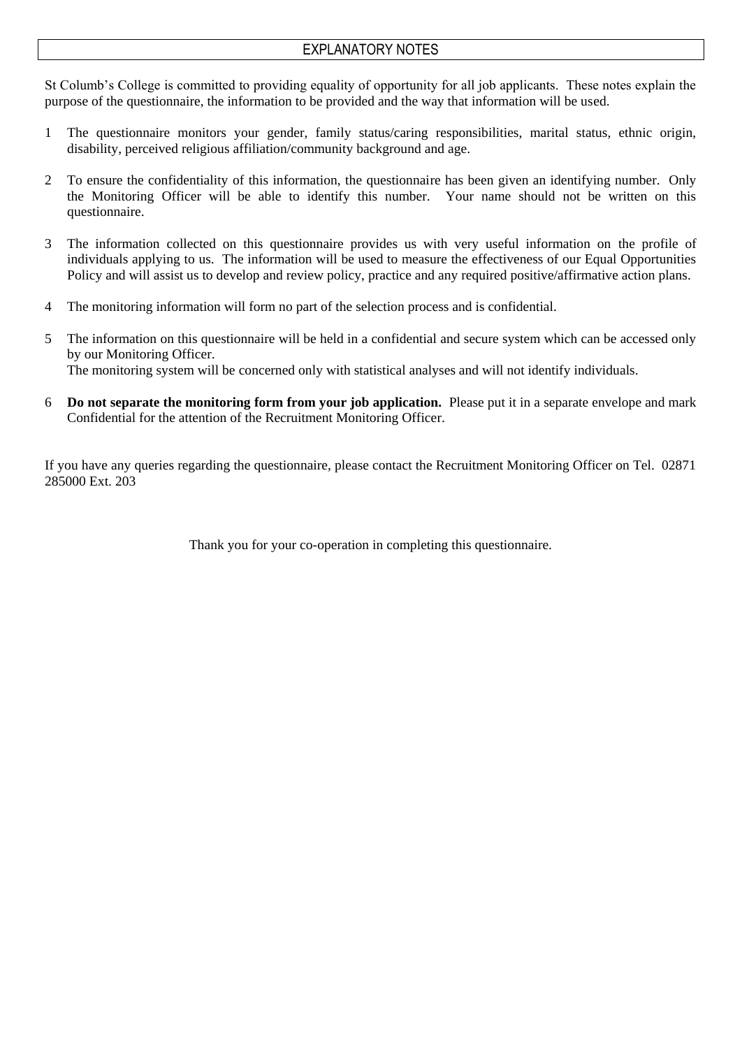## EXPLANATORY NOTES

St Columb's College is committed to providing equality of opportunity for all job applicants. These notes explain the purpose of the questionnaire, the information to be provided and the way that information will be used.

1. The questionnaire monitors your gender, family status/caring responsibilities, marital status, ethnic origin, disability, perceived religious affiliation/community background and age.

2. To ensure the confidentiality of this information, the questionnaire has been given an identifying number. Only the Monitoring Officer will be able to identify this number. Your name should not be written on this questionnaire.

3. The information collected on this questionnaire provides us with very useful information on the profile of individuals applying to us. The information will be used to measure the effectiveness of our Equal Opportunities Policy and will assist us to develop and review policy, practice and any required positive/affirmative action plans.

4. The monitoring information will form no part of the selection process and is confidential.

5. The information on this questionnaire will be held in a confidential and secure system which can be accessed only by our Monitoring Officer.
   The monitoring system will be concerned only with statistical analyses and will not identify individuals.

6. **Do not separate the monitoring form from your job application.** Please put it in a separate envelope and mark Confidential for the attention of the Recruitment Monitoring Officer.

If you have any queries regarding the questionnaire, please contact the Recruitment Monitoring Officer on Tel. 02871 285000 Ext. 203

Thank you for your co-operation in completing this questionnaire.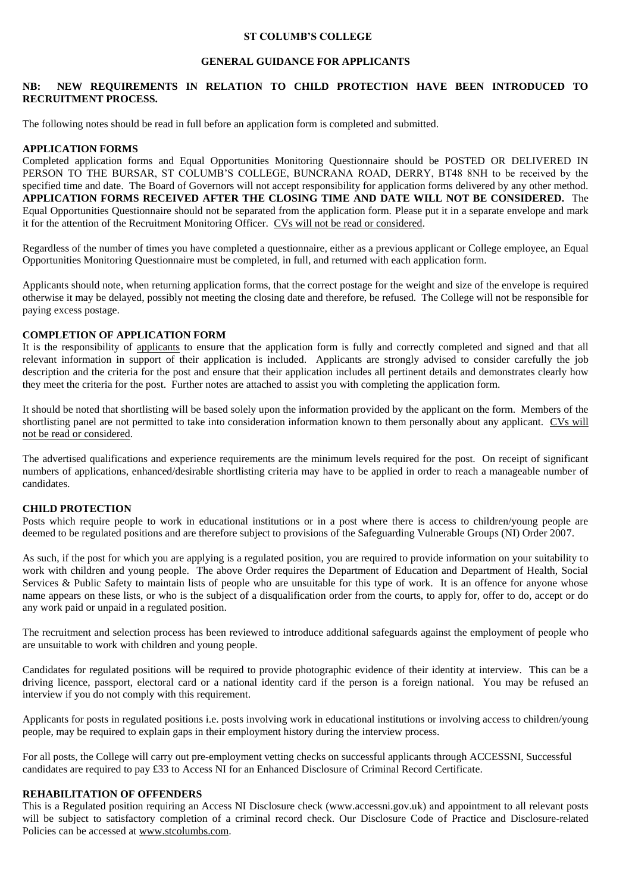**ST COLUMB'S COLLEGE**

**GENERAL GUIDANCE FOR APPLICANTS**

**NB: NEW REQUIREMENTS IN RELATION TO CHILD PROTECTION HAVE BEEN INTRODUCED TO RECRUITMENT PROCESS.**

The following notes should be read in full before an application form is completed and submitted.

**APPLICATION FORMS**

Completed application forms and Equal Opportunities Monitoring Questionnaire should be POSTED OR DELIVERED IN PERSON TO THE BURSAR, ST COLUMB'S COLLEGE, BUNCRANA ROAD, DERRY, BT48 8NH to be received by the specified time and date. The Board of Governors will not accept responsibility for application forms delivered by any other method. **APPLICATION FORMS RECEIVED AFTER THE CLOSING TIME AND DATE WILL NOT BE CONSIDERED.** The Equal Opportunities Questionnaire should not be separated from the application form. Please put it in a separate envelope and mark it for the attention of the Recruitment Monitoring Officer. CVs will not be read or considered.

Regardless of the number of times you have completed a questionnaire, either as a previous applicant or College employee, an Equal Opportunities Monitoring Questionnaire must be completed, in full, and returned with each application form.

Applicants should note, when returning application forms, that the correct postage for the weight and size of the envelope is required otherwise it may be delayed, possibly not meeting the closing date and therefore, be refused. The College will not be responsible for paying excess postage.

**COMPLETION OF APPLICATION FORM**

It is the responsibility of applicants to ensure that the application form is fully and correctly completed and signed and that all relevant information in support of their application is included. Applicants are strongly advised to consider carefully the job description and the criteria for the post and ensure that their application includes all pertinent details and demonstrates clearly how they meet the criteria for the post. Further notes are attached to assist you with completing the application form.

It should be noted that shortlisting will be based solely upon the information provided by the applicant on the form. Members of the shortlisting panel are not permitted to take into consideration information known to them personally about any applicant. CVs will not be read or considered.

The advertised qualifications and experience requirements are the minimum levels required for the post. On receipt of significant numbers of applications, enhanced/desirable shortlisting criteria may have to be applied in order to reach a manageable number of candidates.

**CHILD PROTECTION**

Posts which require people to work in educational institutions or in a post where there is access to children/young people are deemed to be regulated positions and are therefore subject to provisions of the Safeguarding Vulnerable Groups (NI) Order 2007.

As such, if the post for which you are applying is a regulated position, you are required to provide information on your suitability to work with children and young people. The above Order requires the Department of Education and Department of Health, Social Services & Public Safety to maintain lists of people who are unsuitable for this type of work. It is an offence for anyone whose name appears on these lists, or who is the subject of a disqualification order from the courts, to apply for, offer to do, accept or do any work paid or unpaid in a regulated position.

The recruitment and selection process has been reviewed to introduce additional safeguards against the employment of people who are unsuitable to work with children and young people.

Candidates for regulated positions will be required to provide photographic evidence of their identity at interview. This can be a driving licence, passport, electoral card or a national identity card if the person is a foreign national. You may be refused an interview if you do not comply with this requirement.

Applicants for posts in regulated positions i.e. posts involving work in educational institutions or involving access to children/young people, may be required to explain gaps in their employment history during the interview process.

For all posts, the College will carry out pre-employment vetting checks on successful applicants through ACCESSNI, Successful candidates are required to pay £33 to Access NI for an Enhanced Disclosure of Criminal Record Certificate.

**REHABILITATION OF OFFENDERS**

This is a Regulated position requiring an Access NI Disclosure check (www.accessni.gov.uk) and appointment to all relevant posts will be subject to satisfactory completion of a criminal record check. Our Disclosure Code of Practice and Disclosure-related Policies can be accessed at www.stcolumbs.com.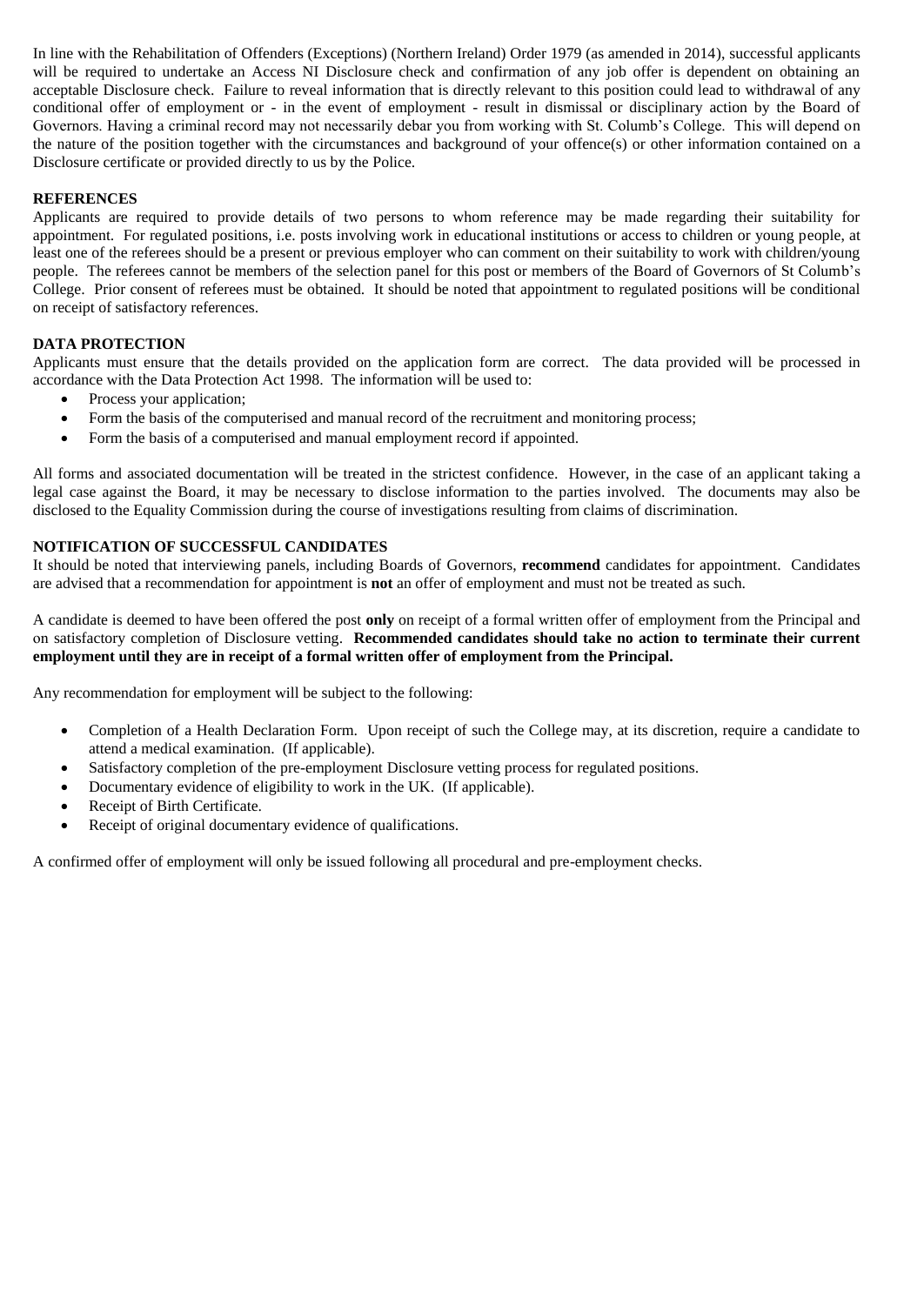In line with the Rehabilitation of Offenders (Exceptions) (Northern Ireland) Order 1979 (as amended in 2014), successful applicants will be required to undertake an Access NI Disclosure check and confirmation of any job offer is dependent on obtaining an acceptable Disclosure check. Failure to reveal information that is directly relevant to this position could lead to withdrawal of any conditional offer of employment or - in the event of employment - result in dismissal or disciplinary action by the Board of Governors. Having a criminal record may not necessarily debar you from working with St. Columb's College. This will depend on the nature of the position together with the circumstances and background of your offence(s) or other information contained on a Disclosure certificate or provided directly to us by the Police.

**REFERENCES**

Applicants are required to provide details of two persons to whom reference may be made regarding their suitability for appointment. For regulated positions, i.e. posts involving work in educational institutions or access to children or young people, at least one of the referees should be a present or previous employer who can comment on their suitability to work with children/young people. The referees cannot be members of the selection panel for this post or members of the Board of Governors of St Columb's College. Prior consent of referees must be obtained. It should be noted that appointment to regulated positions will be conditional on receipt of satisfactory references.

**DATA PROTECTION**

Applicants must ensure that the details provided on the application form are correct. The data provided will be processed in accordance with the Data Protection Act 1998. The information will be used to:

- Process your application;
- Form the basis of the computerised and manual record of the recruitment and monitoring process;
- Form the basis of a computerised and manual employment record if appointed.

All forms and associated documentation will be treated in the strictest confidence. However, in the case of an applicant taking a legal case against the Board, it may be necessary to disclose information to the parties involved. The documents may also be disclosed to the Equality Commission during the course of investigations resulting from claims of discrimination.

**NOTIFICATION OF SUCCESSFUL CANDIDATES**

It should be noted that interviewing panels, including Boards of Governors, **recommend** candidates for appointment. Candidates are advised that a recommendation for appointment is **not** an offer of employment and must not be treated as such.

A candidate is deemed to have been offered the post **only** on receipt of a formal written offer of employment from the Principal and on satisfactory completion of Disclosure vetting. **Recommended candidates should take no action to terminate their current employment until they are in receipt of a formal written offer of employment from the Principal.**

Any recommendation for employment will be subject to the following:

- Completion of a Health Declaration Form. Upon receipt of such the College may, at its discretion, require a candidate to attend a medical examination. (If applicable).
- Satisfactory completion of the pre-employment Disclosure vetting process for regulated positions.
- Documentary evidence of eligibility to work in the UK. (If applicable).
- Receipt of Birth Certificate.
- Receipt of original documentary evidence of qualifications.

A confirmed offer of employment will only be issued following all procedural and pre-employment checks.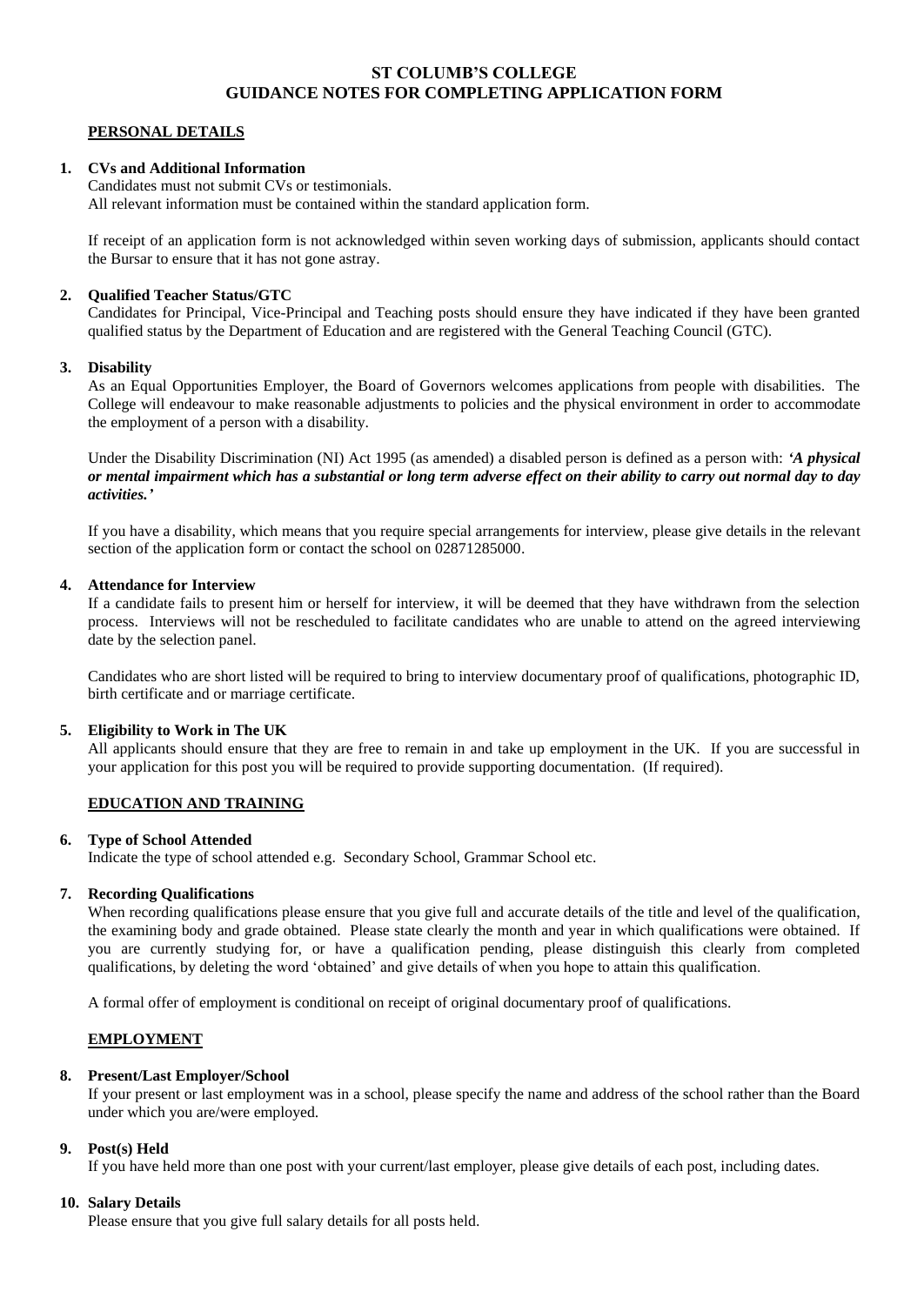# ST COLUMB'S COLLEGE
# GUIDANCE NOTES FOR COMPLETING APPLICATION FORM

## PERSONAL DETAILS

**1. CVs and Additional Information**

Candidates must not submit CVs or testimonials.
All relevant information must be contained within the standard application form.

If receipt of an application form is not acknowledged within seven working days of submission, applicants should contact the Bursar to ensure that it has not gone astray.

**2. Qualified Teacher Status/GTC**

Candidates for Principal, Vice-Principal and Teaching posts should ensure they have indicated if they have been granted qualified status by the Department of Education and are registered with the General Teaching Council (GTC).

**3. Disability**

As an Equal Opportunities Employer, the Board of Governors welcomes applications from people with disabilities. The College will endeavour to make reasonable adjustments to policies and the physical environment in order to accommodate the employment of a person with a disability.

Under the Disability Discrimination (NI) Act 1995 (as amended) a disabled person is defined as a person with: ***'A physical or mental impairment which has a substantial or long term adverse effect on their ability to carry out normal day to day activities.'***

If you have a disability, which means that you require special arrangements for interview, please give details in the relevant section of the application form or contact the school on 02871285000.

**4. Attendance for Interview**

If a candidate fails to present him or herself for interview, it will be deemed that they have withdrawn from the selection process. Interviews will not be rescheduled to facilitate candidates who are unable to attend on the agreed interviewing date by the selection panel.

Candidates who are short listed will be required to bring to interview documentary proof of qualifications, photographic ID, birth certificate and or marriage certificate.

**5. Eligibility to Work in The UK**

All applicants should ensure that they are free to remain in and take up employment in the UK. If you are successful in your application for this post you will be required to provide supporting documentation. (If required).

## EDUCATION AND TRAINING

**6. Type of School Attended**

Indicate the type of school attended e.g. Secondary School, Grammar School etc.

**7. Recording Qualifications**

When recording qualifications please ensure that you give full and accurate details of the title and level of the qualification, the examining body and grade obtained. Please state clearly the month and year in which qualifications were obtained. If you are currently studying for, or have a qualification pending, please distinguish this clearly from completed qualifications, by deleting the word 'obtained' and give details of when you hope to attain this qualification.

A formal offer of employment is conditional on receipt of original documentary proof of qualifications.

## EMPLOYMENT

**8. Present/Last Employer/School**

If your present or last employment was in a school, please specify the name and address of the school rather than the Board under which you are/were employed.

**9. Post(s) Held**

If you have held more than one post with your current/last employer, please give details of each post, including dates.

**10. Salary Details**

Please ensure that you give full salary details for all posts held.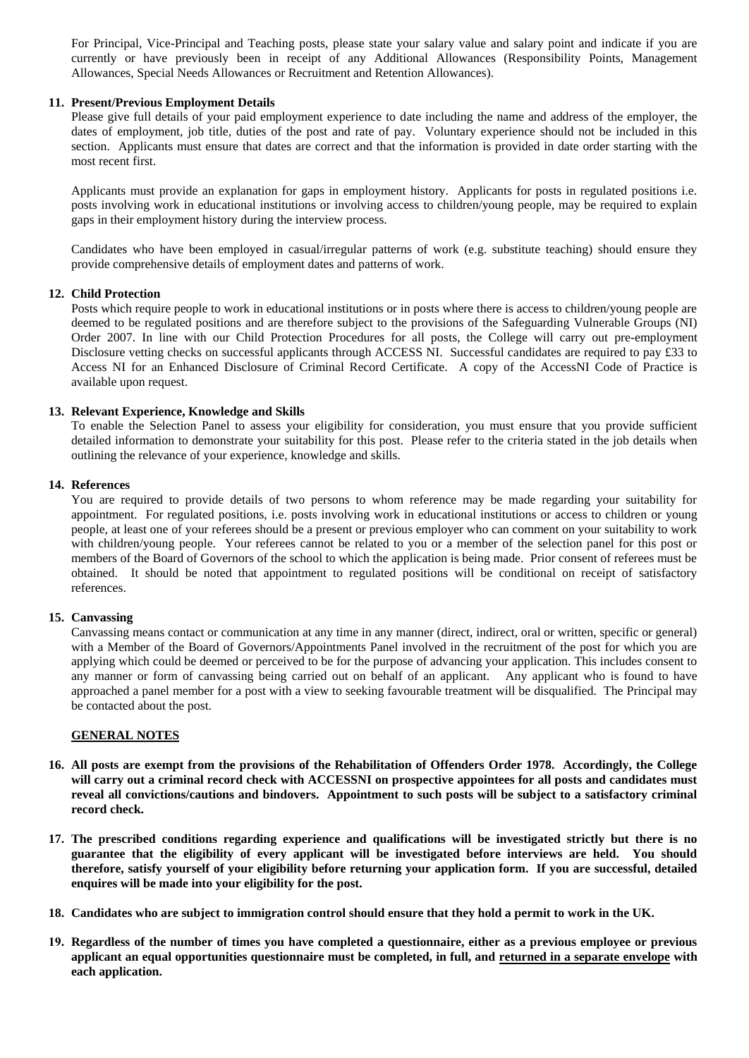For Principal, Vice-Principal and Teaching posts, please state your salary value and salary point and indicate if you are currently or have previously been in receipt of any Additional Allowances (Responsibility Points, Management Allowances, Special Needs Allowances or Recruitment and Retention Allowances).

**11. Present/Previous Employment Details**

Please give full details of your paid employment experience to date including the name and address of the employer, the dates of employment, job title, duties of the post and rate of pay. Voluntary experience should not be included in this section. Applicants must ensure that dates are correct and that the information is provided in date order starting with the most recent first.

Applicants must provide an explanation for gaps in employment history. Applicants for posts in regulated positions i.e. posts involving work in educational institutions or involving access to children/young people, may be required to explain gaps in their employment history during the interview process.

Candidates who have been employed in casual/irregular patterns of work (e.g. substitute teaching) should ensure they provide comprehensive details of employment dates and patterns of work.

**12. Child Protection**

Posts which require people to work in educational institutions or in posts where there is access to children/young people are deemed to be regulated positions and are therefore subject to the provisions of the Safeguarding Vulnerable Groups (NI) Order 2007. In line with our Child Protection Procedures for all posts, the College will carry out pre-employment Disclosure vetting checks on successful applicants through ACCESS NI. Successful candidates are required to pay £33 to Access NI for an Enhanced Disclosure of Criminal Record Certificate. A copy of the AccessNI Code of Practice is available upon request.

**13. Relevant Experience, Knowledge and Skills**

To enable the Selection Panel to assess your eligibility for consideration, you must ensure that you provide sufficient detailed information to demonstrate your suitability for this post. Please refer to the criteria stated in the job details when outlining the relevance of your experience, knowledge and skills.

**14. References**

You are required to provide details of two persons to whom reference may be made regarding your suitability for appointment. For regulated positions, i.e. posts involving work in educational institutions or access to children or young people, at least one of your referees should be a present or previous employer who can comment on your suitability to work with children/young people. Your referees cannot be related to you or a member of the selection panel for this post or members of the Board of Governors of the school to which the application is being made. Prior consent of referees must be obtained. It should be noted that appointment to regulated positions will be conditional on receipt of satisfactory references.

**15. Canvassing**

Canvassing means contact or communication at any time in any manner (direct, indirect, oral or written, specific or general) with a Member of the Board of Governors/Appointments Panel involved in the recruitment of the post for which you are applying which could be deemed or perceived to be for the purpose of advancing your application. This includes consent to any manner or form of canvassing being carried out on behalf of an applicant. Any applicant who is found to have approached a panel member for a post with a view to seeking favourable treatment will be disqualified. The Principal may be contacted about the post.

**GENERAL NOTES**

**16. All posts are exempt from the provisions of the Rehabilitation of Offenders Order 1978. Accordingly, the College will carry out a criminal record check with ACCESSNI on prospective appointees for all posts and candidates must reveal all convictions/cautions and bindovers. Appointment to such posts will be subject to a satisfactory criminal record check.**

**17. The prescribed conditions regarding experience and qualifications will be investigated strictly but there is no guarantee that the eligibility of every applicant will be investigated before interviews are held. You should therefore, satisfy yourself of your eligibility before returning your application form. If you are successful, detailed enquires will be made into your eligibility for the post.**

**18. Candidates who are subject to immigration control should ensure that they hold a permit to work in the UK.**

**19. Regardless of the number of times you have completed a questionnaire, either as a previous employee or previous applicant an equal opportunities questionnaire must be completed, in full, and returned in a separate envelope with each application.**